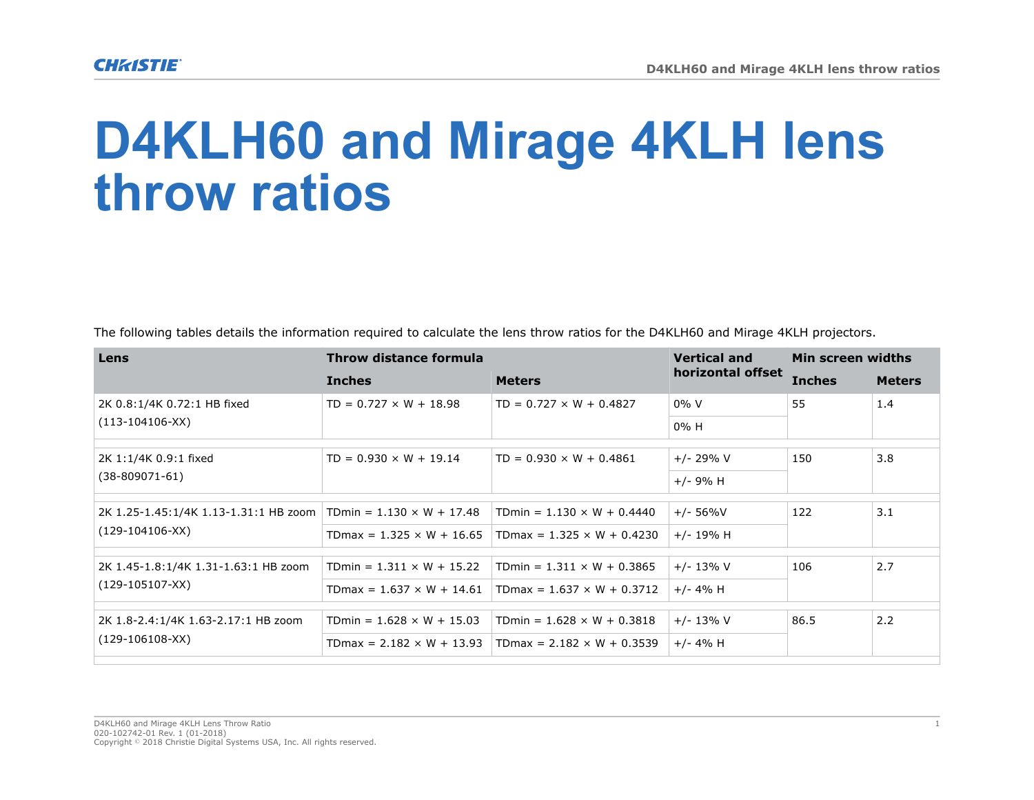# D4KLH60 and Mirage 4KLH lens throw ratios

The following tables details the information required to calculate the lens throw ratios for the D4KLH60 and Mirage 4KLH projectors.

| Lens | Throw distance formula | | Vertical and horizontal offset | Min screen widths | |
|---|---|---|---|---|---|
| | Inches | Meters | | Inches | Meters |
| 2K 0.8:1/4K 0.72:1 HB fixed (113-104106-XX) | TD = 0.727 × W + 18.98 | TD = 0.727 × W + 0.4827 | 0% V | 55 | 1.4 |
| | | | 0% H | | |
| 2K 1:1/4K 0.9:1 fixed (38-809071-61) | TD = 0.930 × W + 19.14 | TD = 0.930 × W + 0.4861 | +/- 29% V | 150 | 3.8 |
| | | | +/- 9% H | | |
| 2K 1.25-1.45:1/4K 1.13-1.31:1 HB zoom (129-104106-XX) | TDmin = 1.130 × W + 17.48 | TDmin = 1.130 × W + 0.4440 | +/- 56%V | 122 | 3.1 |
| | TDmax = 1.325 × W + 16.65 | TDmax = 1.325 × W + 0.4230 | +/- 19% H | | |
| 2K 1.45-1.8:1/4K 1.31-1.63:1 HB zoom (129-105107-XX) | TDmin = 1.311 × W + 15.22 | TDmin = 1.311 × W + 0.3865 | +/- 13% V | 106 | 2.7 |
| | TDmax = 1.637 × W + 14.61 | TDmax = 1.637 × W + 0.3712 | +/- 4% H | | |
| 2K 1.8-2.4:1/4K 1.63-2.17:1 HB zoom (129-106108-XX) | TDmin = 1.628 × W + 15.03 | TDmin = 1.628 × W + 0.3818 | +/- 13% V | 86.5 | 2.2 |
| | TDmax = 2.182 × W + 13.93 | TDmax = 2.182 × W + 0.3539 | +/- 4% H | | |

D4KLH60 and Mirage 4KLH Lens Throw Ratio
020-102742-01 Rev. 1 (01-2018)
Copyright © 2018 Christie Digital Systems USA, Inc. All rights reserved.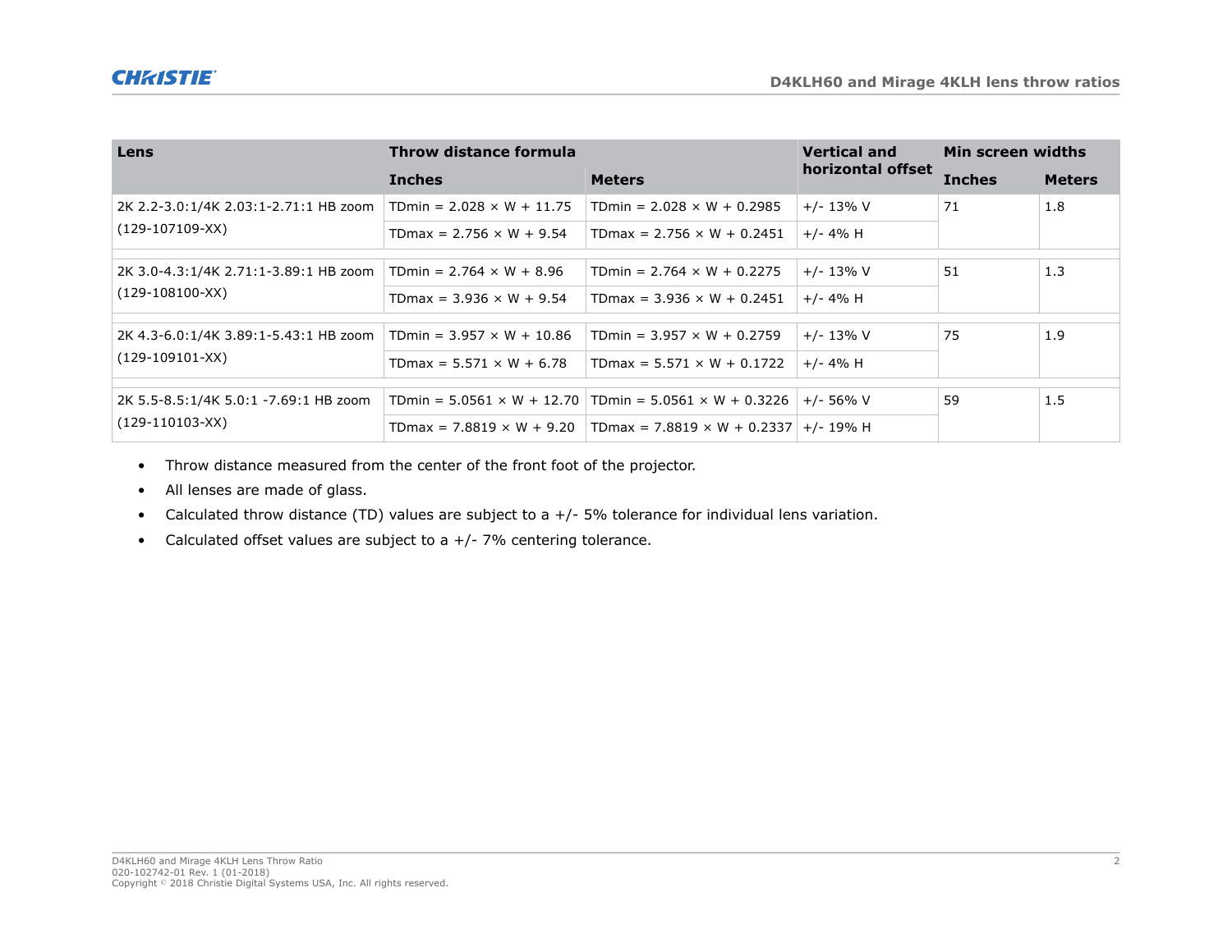| Lens | Throw distance formula | | Vertical and horizontal offset | Min screen widths | |
|---|---|---|---|---|---|
| | Inches | Meters | | Inches | Meters |
| 2K 2.2-3.0:1/4K 2.03:1-2.71:1 HB zoom (129-107109-XX) | TDmin = 2.028 × W + 11.75 | TDmin = 2.028 × W + 0.2985 | +/- 13% V | 71 | 1.8 |
| | TDmax = 2.756 × W + 9.54 | TDmax = 2.756 × W + 0.2451 | +/- 4% H | | |
| 2K 3.0-4.3:1/4K 2.71:1-3.89:1 HB zoom (129-108100-XX) | TDmin = 2.764 × W + 8.96 | TDmin = 2.764 × W + 0.2275 | +/- 13% V | 51 | 1.3 |
| | TDmax = 3.936 × W + 9.54 | TDmax = 3.936 × W + 0.2451 | +/- 4% H | | |
| 2K 4.3-6.0:1/4K 3.89:1-5.43:1 HB zoom (129-109101-XX) | TDmin = 3.957 × W + 10.86 | TDmin = 3.957 × W + 0.2759 | +/- 13% V | 75 | 1.9 |
| | TDmax = 5.571 × W + 6.78 | TDmax = 5.571 × W + 0.1722 | +/- 4% H | | |
| 2K 5.5-8.5:1/4K 5.0:1 -7.69:1 HB zoom (129-110103-XX) | TDmin = 5.0561 × W + 12.70 | TDmin = 5.0561 × W + 0.3226 | +/- 56% V | 59 | 1.5 |
| | TDmax = 7.8819 × W + 9.20 | TDmax = 7.8819 × W + 0.2337 | +/- 19% H | | |

- Throw distance measured from the center of the front foot of the projector.
- All lenses are made of glass.
- Calculated throw distance (TD) values are subject to a +/- 5% tolerance for individual lens variation.
- Calculated offset values are subject to a +/- 7% centering tolerance.